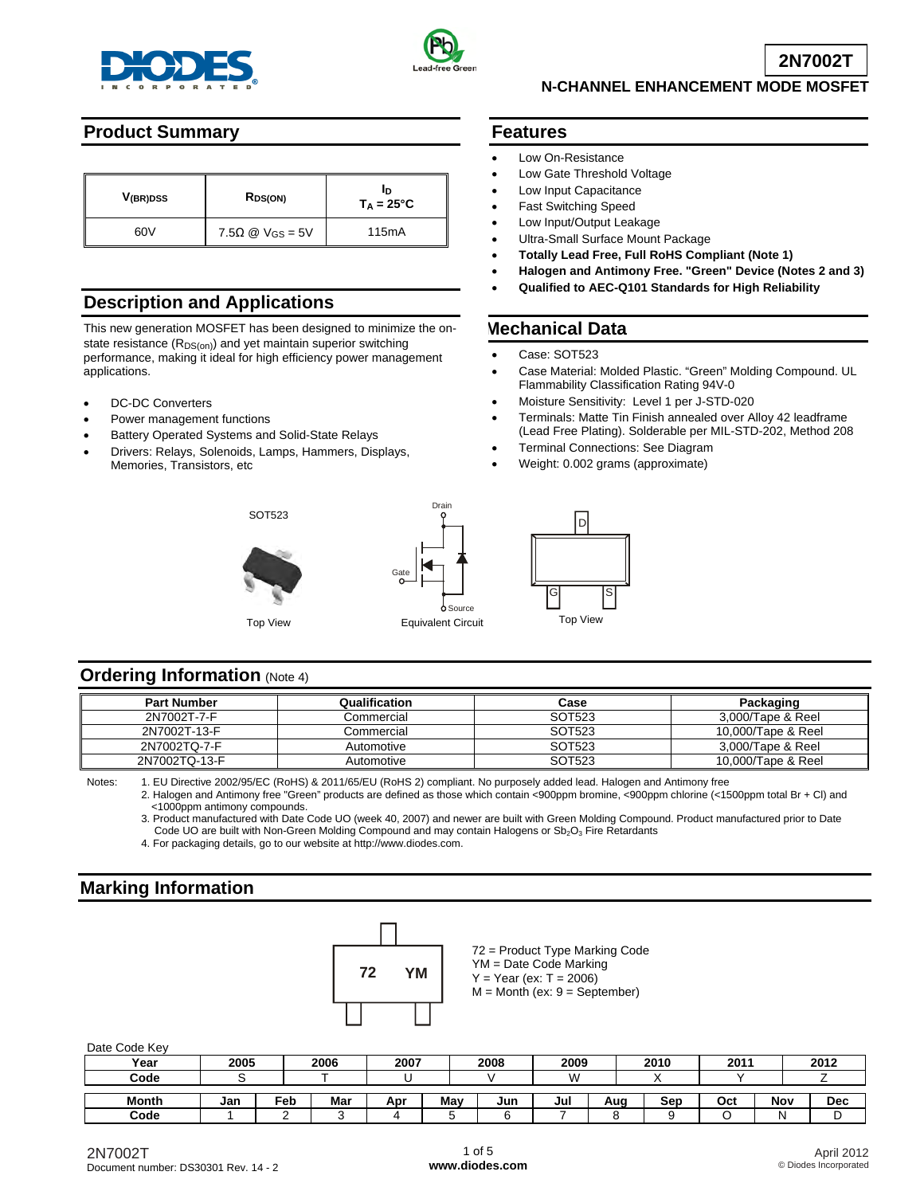# 2N7002T

## N-CHANNEL ENHANCEMENT MODE MOSFET

## Product Summary

| $V_{(BR)DSS}$ | $R_{DS(ON)}$ | $I_D$ $T_A = 25°C$ |
|---|---|---|
| 60V | 7.5Ω @ $V_{GS}$ = 5V | 115mA |

## Description and Applications

This new generation MOSFET has been designed to minimize the on-state resistance ($R_{DS(on)}$) and yet maintain superior switching performance, making it ideal for high efficiency power management applications.

- DC-DC Converters
- Power management functions
- Battery Operated Systems and Solid-State Relays
- Drivers: Relays, Solenoids, Lamps, Hammers, Displays, Memories, Transistors, etc

## Features

- Low On-Resistance
- Low Gate Threshold Voltage
- Low Input Capacitance
- Fast Switching Speed
- Low Input/Output Leakage
- Ultra-Small Surface Mount Package
- **Totally Lead Free, Full RoHS Compliant (Note 1)**
- **Halogen and Antimony Free. "Green" Device (Notes 2 and 3)**
- **Qualified to AEC-Q101 Standards for High Reliability**

## Mechanical Data

- Case: SOT523
- Case Material: Molded Plastic. "Green" Molding Compound. UL Flammability Classification Rating 94V-0
- Moisture Sensitivity: Level 1 per J-STD-020
- Terminals: Matte Tin Finish annealed over Alloy 42 leadframe (Lead Free Plating). Solderable per MIL-STD-202, Method 208
- Terminal Connections: See Diagram
- Weight: 0.002 grams (approximate)

SOT523

Top View

Drain, Gate, Source

Equivalent Circuit

D, G, S

Top View

## Ordering Information (Note 4)

| Part Number | Qualification | Case | Packaging |
|---|---|---|---|
| 2N7002T-7-F | Commercial | SOT523 | 3,000/Tape & Reel |
| 2N7002T-13-F | Commercial | SOT523 | 10,000/Tape & Reel |
| 2N7002TQ-7-F | Automotive | SOT523 | 3,000/Tape & Reel |
| 2N7002TQ-13-F | Automotive | SOT523 | 10,000/Tape & Reel |

Notes:
1. EU Directive 2002/95/EC (RoHS) & 2011/65/EU (RoHS 2) compliant. No purposely added lead. Halogen and Antimony free
2. Halogen and Antimony free "Green" products are defined as those which contain <900ppm bromine, <900ppm chlorine (<1500ppm total Br + Cl) and <1000ppm antimony compounds.
3. Product manufactured with Date Code UO (week 40, 2007) and newer are built with Green Molding Compound. Product manufactured prior to Date Code UO are built with Non-Green Molding Compound and may contain Halogens or $Sb_2O_3$ Fire Retardants
4. For packaging details, go to our website at http://www.diodes.com.

## Marking Information

72 YM

72 = Product Type Marking Code
YM = Date Code Marking
Y = Year (ex: T = 2006)
M = Month (ex: 9 = September)

Date Code Key

| Year | 2005 | 2006 | 2007 | 2008 | 2009 | 2010 | 2011 | 2012 |
|---|---|---|---|---|---|---|---|---|
| Code | S | T | U | V | W | X | Y | Z |

| Month | Jan | Feb | Mar | Apr | May | Jun | Jul | Aug | Sep | Oct | Nov | Dec |
|---|---|---|---|---|---|---|---|---|---|---|---|---|
| Code | 1 | 2 | 3 | 4 | 5 | 6 | 7 | 8 | 9 | O | N | D |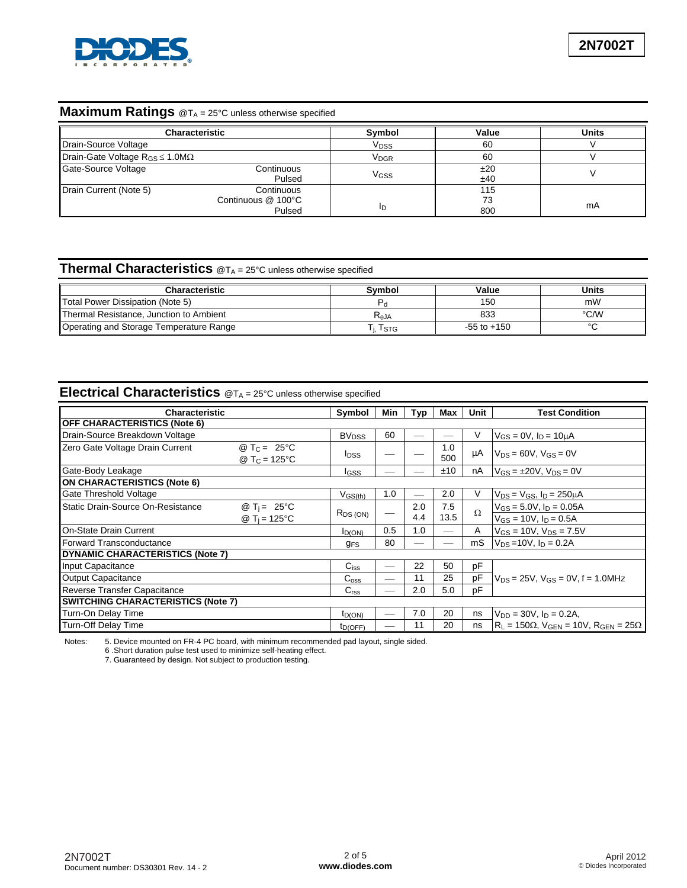## Maximum Ratings @$T_A$ = 25°C unless otherwise specified

| Characteristic | | Symbol | Value | Units |
|---|---|---|---|---|
| Drain-Source Voltage | | $V_{DSS}$ | 60 | V |
| Drain-Gate Voltage $R_{GS} \leq 1.0M\Omega$ | | $V_{DGR}$ | 60 | V |
| Gate-Source Voltage | Continuous<br>Pulsed | $V_{GSS}$ | ±20<br>±40 | V |
| Drain Current (Note 5) | Continuous<br>Continuous @ 100°C<br>Pulsed | $I_D$ | 115<br>73<br>800 | mA |

## Thermal Characteristics @$T_A$ = 25°C unless otherwise specified

| Characteristic | Symbol | Value | Units |
|---|---|---|---|
| Total Power Dissipation (Note 5) | $P_d$ | 150 | mW |
| Thermal Resistance, Junction to Ambient | $R_{\theta JA}$ | 833 | °C/W |
| Operating and Storage Temperature Range | $T_j, T_{STG}$ | -55 to +150 | °C |

## Electrical Characteristics @$T_A$ = 25°C unless otherwise specified

| Characteristic | | Symbol | Min | Typ | Max | Unit | Test Condition |
|---|---|---|---|---|---|---|---|
| **OFF CHARACTERISTICS (Note 6)** | | | | | | | |
| Drain-Source Breakdown Voltage | | $BV_{DSS}$ | 60 | — | — | V | $V_{GS} = 0V$, $I_D = 10\mu A$ |
| Zero Gate Voltage Drain Current | @ $T_C$ = 25°C<br>@ $T_C$ = 125°C | $I_{DSS}$ | — | — | 1.0<br>500 | µA | $V_{DS} = 60V$, $V_{GS} = 0V$ |
| Gate-Body Leakage | | $I_{GSS}$ | — | — | ±10 | nA | $V_{GS} = \pm 20V$, $V_{DS} = 0V$ |
| **ON CHARACTERISTICS (Note 6)** | | | | | | | |
| Gate Threshold Voltage | | $V_{GS(th)}$ | 1.0 | — | 2.0 | V | $V_{DS} = V_{GS}$, $I_D = 250\mu A$ |
| Static Drain-Source On-Resistance | @ $T_j$ = 25°C<br>@ $T_j$ = 125°C | $R_{DS(ON)}$ | — | 2.0<br>4.4 | 7.5<br>13.5 | Ω | $V_{GS} = 5.0V$, $I_D = 0.05A$<br>$V_{GS} = 10V$, $I_D = 0.5A$ |
| On-State Drain Current | | $I_{D(ON)}$ | 0.5 | 1.0 | — | A | $V_{GS} = 10V$, $V_{DS} = 7.5V$ |
| Forward Transconductance | | $g_{FS}$ | 80 | — | — | mS | $V_{DS} = 10V$, $I_D = 0.2A$ |
| **DYNAMIC CHARACTERISTICS (Note 7)** | | | | | | | |
| Input Capacitance | | $C_{iss}$ | — | 22 | 50 | pF | $V_{DS} = 25V$, $V_{GS} = 0V$, f = 1.0MHz |
| Output Capacitance | | $C_{oss}$ | — | 11 | 25 | pF | |
| Reverse Transfer Capacitance | | $C_{rss}$ | — | 2.0 | 5.0 | pF | |
| **SWITCHING CHARACTERISTICS (Note 7)** | | | | | | | |
| Turn-On Delay Time | | $t_{D(ON)}$ | — | 7.0 | 20 | ns | $V_{DD} = 30V$, $I_D = 0.2A$, |
| Turn-Off Delay Time | | $t_{D(OFF)}$ | — | 11 | 20 | ns | $R_L = 150\Omega$, $V_{GEN} = 10V$, $R_{GEN} = 25\Omega$ |

Notes:
5. Device mounted on FR-4 PC board, with minimum recommended pad layout, single sided.
6. Short duration pulse test used to minimize self-heating effect.
7. Guaranteed by design. Not subject to production testing.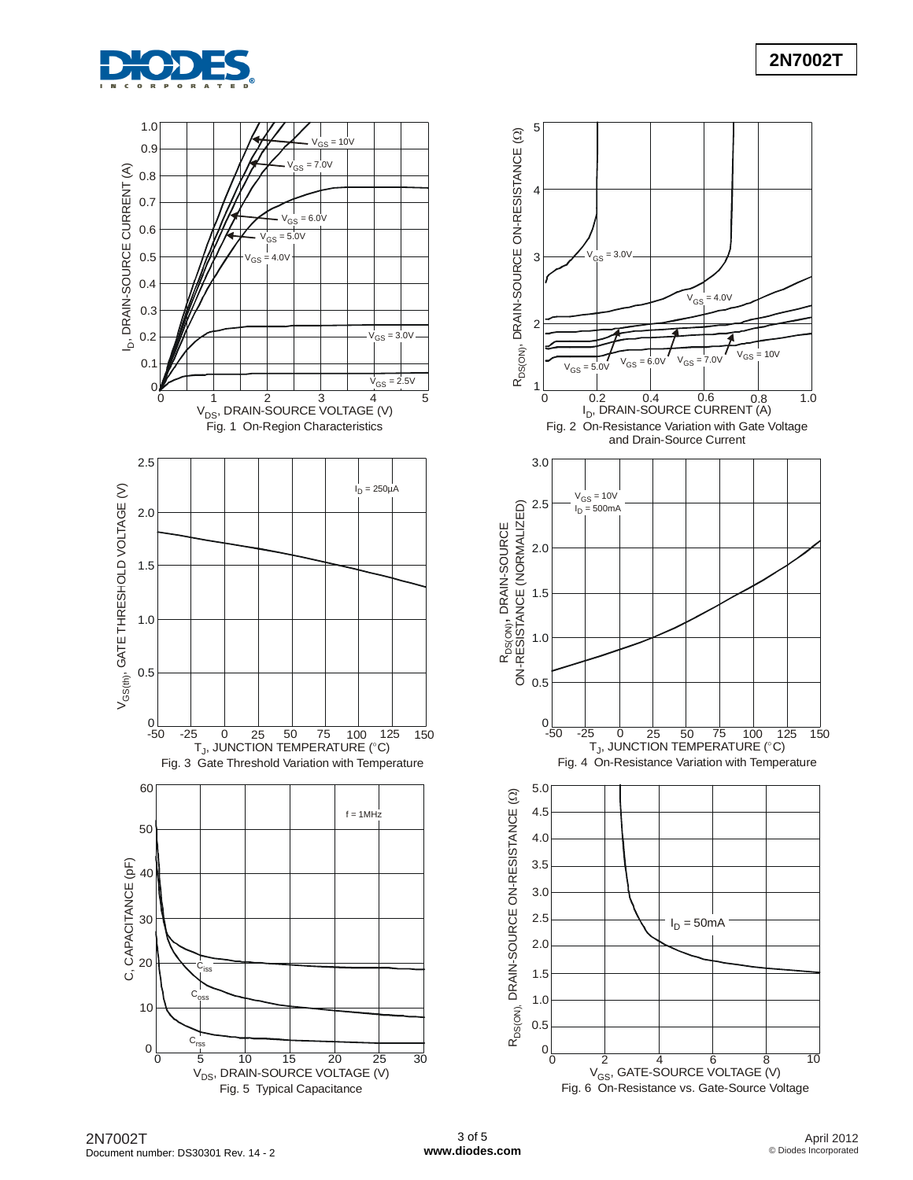Fig. 1 On-Region Characteristics

Fig. 2 On-Resistance Variation with Gate Voltage and Drain-Source Current

Fig. 3 Gate Threshold Variation with Temperature

Fig. 4 On-Resistance Variation with Temperature

Fig. 5 Typical Capacitance

Fig. 6 On-Resistance vs. Gate-Source Voltage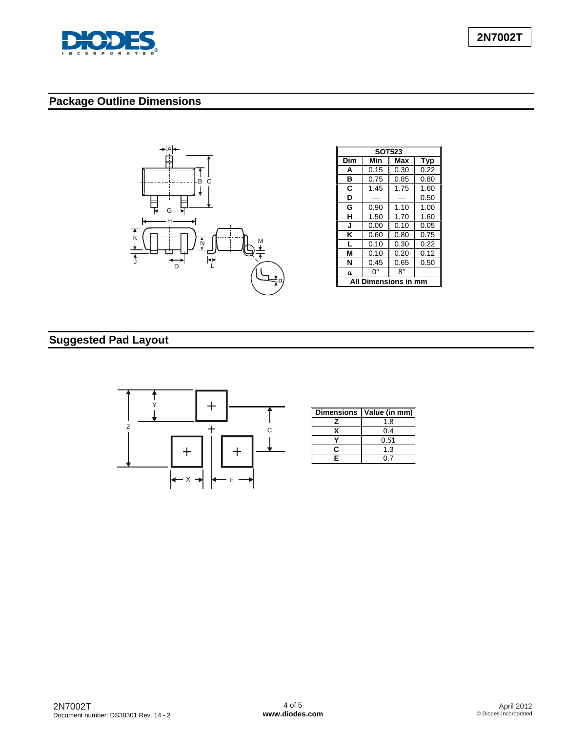## Package Outline Dimensions

| SOT523 | | | |
|---|---|---|---|
| **Dim** | **Min** | **Max** | **Typ** |
| **A** | 0.15 | 0.30 | 0.22 |
| **B** | 0.75 | 0.85 | 0.80 |
| **C** | 1.45 | 1.75 | 1.60 |
| **D** | — | — | 0.50 |
| **G** | 0.90 | 1.10 | 1.00 |
| **H** | 1.50 | 1.70 | 1.60 |
| **J** | 0.00 | 0.10 | 0.05 |
| **K** | 0.60 | 0.80 | 0.75 |
| **L** | 0.10 | 0.30 | 0.22 |
| **M** | 0.10 | 0.20 | 0.12 |
| **N** | 0.45 | 0.65 | 0.50 |
| **α** | 0° | 8° | — |
| **All Dimensions in mm** | | | |

## Suggested Pad Layout

| Dimensions | Value (in mm) |
|---|---|
| **Z** | 1.8 |
| **X** | 0.4 |
| **Y** | 0.51 |
| **C** | 1.3 |
| **E** | 0.7 |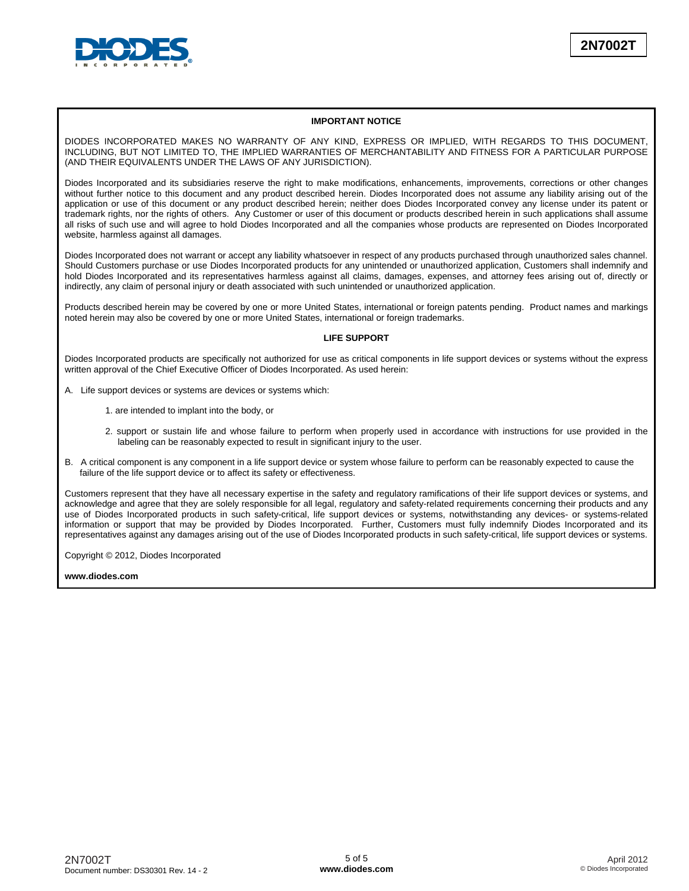## IMPORTANT NOTICE

DIODES INCORPORATED MAKES NO WARRANTY OF ANY KIND, EXPRESS OR IMPLIED, WITH REGARDS TO THIS DOCUMENT, INCLUDING, BUT NOT LIMITED TO, THE IMPLIED WARRANTIES OF MERCHANTABILITY AND FITNESS FOR A PARTICULAR PURPOSE (AND THEIR EQUIVALENTS UNDER THE LAWS OF ANY JURISDICTION).

Diodes Incorporated and its subsidiaries reserve the right to make modifications, enhancements, improvements, corrections or other changes without further notice to this document and any product described herein. Diodes Incorporated does not assume any liability arising out of the application or use of this document or any product described herein; neither does Diodes Incorporated convey any license under its patent or trademark rights, nor the rights of others. Any Customer or user of this document or products described herein in such applications shall assume all risks of such use and will agree to hold Diodes Incorporated and all the companies whose products are represented on Diodes Incorporated website, harmless against all damages.

Diodes Incorporated does not warrant or accept any liability whatsoever in respect of any products purchased through unauthorized sales channel. Should Customers purchase or use Diodes Incorporated products for any unintended or unauthorized application, Customers shall indemnify and hold Diodes Incorporated and its representatives harmless against all claims, damages, expenses, and attorney fees arising out of, directly or indirectly, any claim of personal injury or death associated with such unintended or unauthorized application.

Products described herein may be covered by one or more United States, international or foreign patents pending. Product names and markings noted herein may also be covered by one or more United States, international or foreign trademarks.

## LIFE SUPPORT

Diodes Incorporated products are specifically not authorized for use as critical components in life support devices or systems without the express written approval of the Chief Executive Officer of Diodes Incorporated. As used herein:

A. Life support devices or systems are devices or systems which:

1. are intended to implant into the body, or
2. support or sustain life and whose failure to perform when properly used in accordance with instructions for use provided in the labeling can be reasonably expected to result in significant injury to the user.

B. A critical component is any component in a life support device or system whose failure to perform can be reasonably expected to cause the failure of the life support device or to affect its safety or effectiveness.

Customers represent that they have all necessary expertise in the safety and regulatory ramifications of their life support devices or systems, and acknowledge and agree that they are solely responsible for all legal, regulatory and safety-related requirements concerning their products and any use of Diodes Incorporated products in such safety-critical, life support devices or systems, notwithstanding any devices- or systems-related information or support that may be provided by Diodes Incorporated. Further, Customers must fully indemnify Diodes Incorporated and its representatives against any damages arising out of the use of Diodes Incorporated products in such safety-critical, life support devices or systems.

Copyright © 2012, Diodes Incorporated

**www.diodes.com**